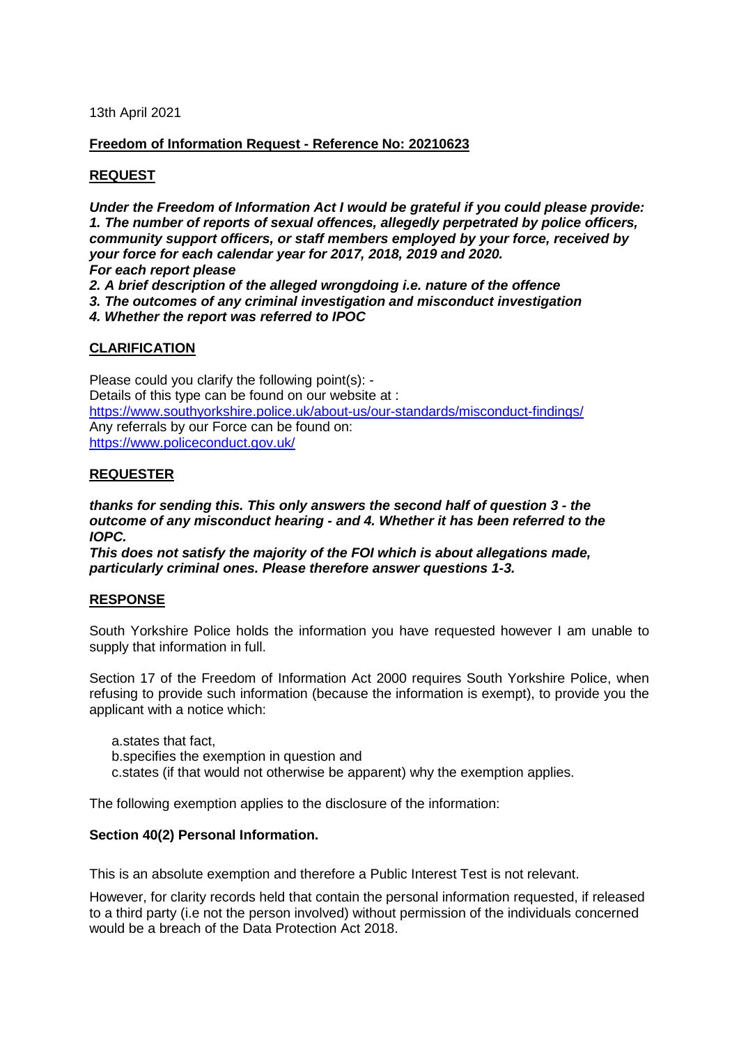13th April 2021

**Freedom of Information Request - Reference No: 20210623**

**REQUEST**

***Under the Freedom of Information Act I would be grateful if you could please provide:***
***1. The number of reports of sexual offences, allegedly perpetrated by police officers, community support officers, or staff members employed by your force, received by your force for each calendar year for 2017, 2018, 2019 and 2020.***
***For each report please***
***2. A brief description of the alleged wrongdoing i.e. nature of the offence***
***3. The outcomes of any criminal investigation and misconduct investigation***
***4. Whether the report was referred to IPOC***

**CLARIFICATION**

Please could you clarify the following point(s): -
Details of this type can be found on our website at :
https://www.southyorkshire.police.uk/about-us/our-standards/misconduct-findings/
Any referrals by our Force can be found on:
https://www.policeconduct.gov.uk/

**REQUESTER**

***thanks for sending this. This only answers the second half of question 3 - the outcome of any misconduct hearing - and 4. Whether it has been referred to the IOPC.***
***This does not satisfy the majority of the FOI which is about allegations made, particularly criminal ones. Please therefore answer questions 1-3.***

**RESPONSE**

South Yorkshire Police holds the information you have requested however I am unable to supply that information in full.

Section 17 of the Freedom of Information Act 2000 requires South Yorkshire Police, when refusing to provide such information (because the information is exempt), to provide you the applicant with a notice which:

a.states that fact,
b.specifies the exemption in question and
c.states (if that would not otherwise be apparent) why the exemption applies.

The following exemption applies to the disclosure of the information:

**Section 40(2) Personal Information.**

This is an absolute exemption and therefore a Public Interest Test is not relevant.

However, for clarity records held that contain the personal information requested, if released to a third party (i.e not the person involved) without permission of the individuals concerned would be a breach of the Data Protection Act 2018.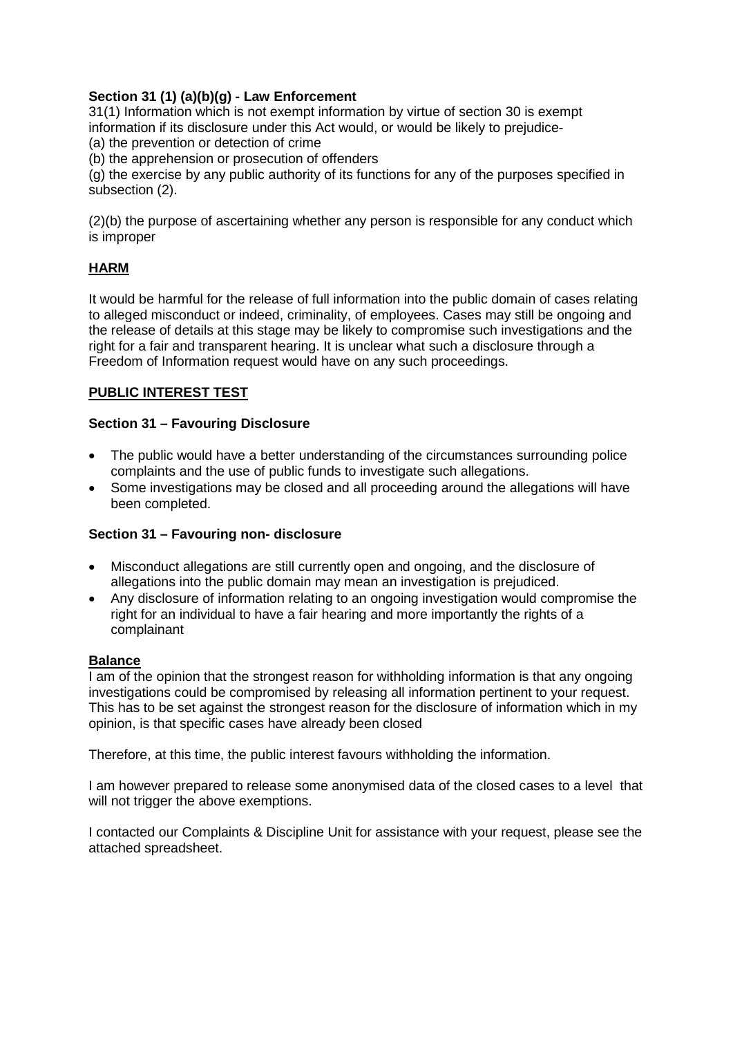**Section 31 (1) (a)(b)(g) - Law Enforcement**

31(1) Information which is not exempt information by virtue of section 30 is exempt information if its disclosure under this Act would, or would be likely to prejudice-

(a) the prevention or detection of crime

(b) the apprehension or prosecution of offenders

(g) the exercise by any public authority of its functions for any of the purposes specified in subsection (2).

(2)(b) the purpose of ascertaining whether any person is responsible for any conduct which is improper

**HARM**

It would be harmful for the release of full information into the public domain of cases relating to alleged misconduct or indeed, criminality, of employees. Cases may still be ongoing and the release of details at this stage may be likely to compromise such investigations and the right for a fair and transparent hearing. It is unclear what such a disclosure through a Freedom of Information request would have on any such proceedings.

**PUBLIC INTEREST TEST**

**Section 31 – Favouring Disclosure**

- The public would have a better understanding of the circumstances surrounding police complaints and the use of public funds to investigate such allegations.
- Some investigations may be closed and all proceeding around the allegations will have been completed.

**Section 31 – Favouring non- disclosure**

- Misconduct allegations are still currently open and ongoing, and the disclosure of allegations into the public domain may mean an investigation is prejudiced.
- Any disclosure of information relating to an ongoing investigation would compromise the right for an individual to have a fair hearing and more importantly the rights of a complainant

**Balance**

I am of the opinion that the strongest reason for withholding information is that any ongoing investigations could be compromised by releasing all information pertinent to your request. This has to be set against the strongest reason for the disclosure of information which in my opinion, is that specific cases have already been closed

Therefore, at this time, the public interest favours withholding the information.

I am however prepared to release some anonymised data of the closed cases to a level that will not trigger the above exemptions.

I contacted our Complaints & Discipline Unit for assistance with your request, please see the attached spreadsheet.